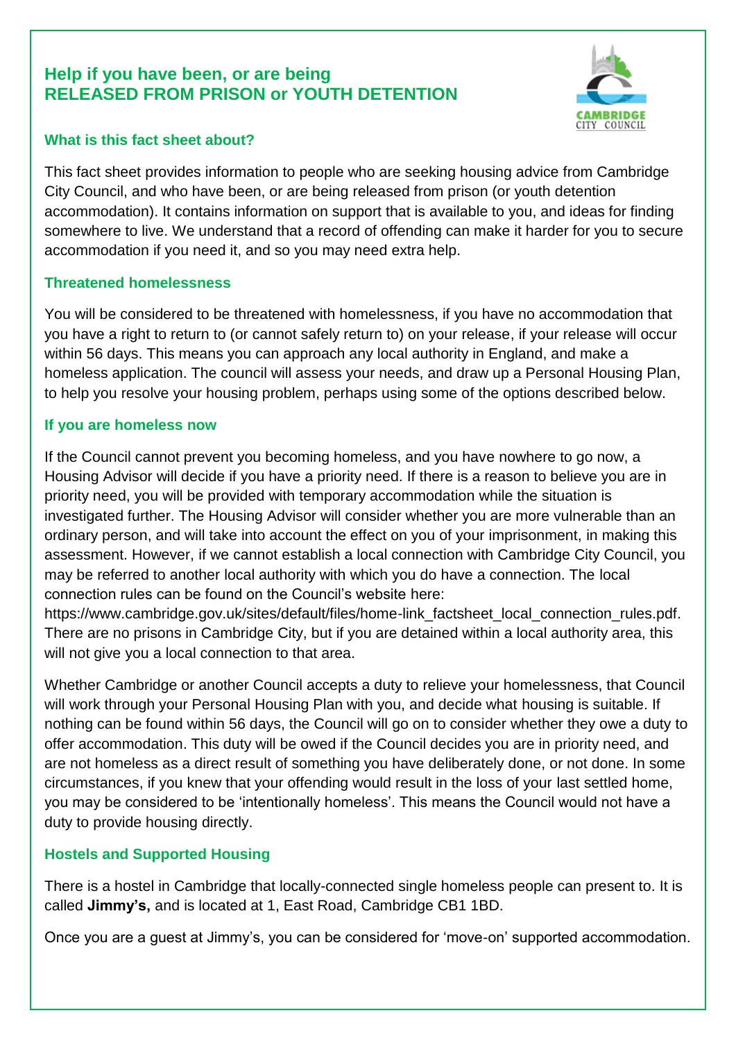# Help if you have been, or are being RELEASED FROM PRISON or YOUTH DETENTION

## What is this fact sheet about?

This fact sheet provides information to people who are seeking housing advice from Cambridge City Council, and who have been, or are being released from prison (or youth detention accommodation). It contains information on support that is available to you, and ideas for finding somewhere to live. We understand that a record of offending can make it harder for you to secure accommodation if you need it, and so you may need extra help.

## Threatened homelessness

You will be considered to be threatened with homelessness, if you have no accommodation that you have a right to return to (or cannot safely return to) on your release, if your release will occur within 56 days. This means you can approach any local authority in England, and make a homeless application. The council will assess your needs, and draw up a Personal Housing Plan, to help you resolve your housing problem, perhaps using some of the options described below.

## If you are homeless now

If the Council cannot prevent you becoming homeless, and you have nowhere to go now, a Housing Advisor will decide if you have a priority need. If there is a reason to believe you are in priority need, you will be provided with temporary accommodation while the situation is investigated further. The Housing Advisor will consider whether you are more vulnerable than an ordinary person, and will take into account the effect on you of your imprisonment, in making this assessment. However, if we cannot establish a local connection with Cambridge City Council, you may be referred to another local authority with which you do have a connection. The local connection rules can be found on the Council's website here: https://www.cambridge.gov.uk/sites/default/files/home-link_factsheet_local_connection_rules.pdf. There are no prisons in Cambridge City, but if you are detained within a local authority area, this will not give you a local connection to that area.

Whether Cambridge or another Council accepts a duty to relieve your homelessness, that Council will work through your Personal Housing Plan with you, and decide what housing is suitable. If nothing can be found within 56 days, the Council will go on to consider whether they owe a duty to offer accommodation. This duty will be owed if the Council decides you are in priority need, and are not homeless as a direct result of something you have deliberately done, or not done. In some circumstances, if you knew that your offending would result in the loss of your last settled home, you may be considered to be 'intentionally homeless'. This means the Council would not have a duty to provide housing directly.

## Hostels and Supported Housing

There is a hostel in Cambridge that locally-connected single homeless people can present to. It is called **Jimmy's,** and is located at 1, East Road, Cambridge CB1 1BD.

Once you are a guest at Jimmy's, you can be considered for 'move-on' supported accommodation.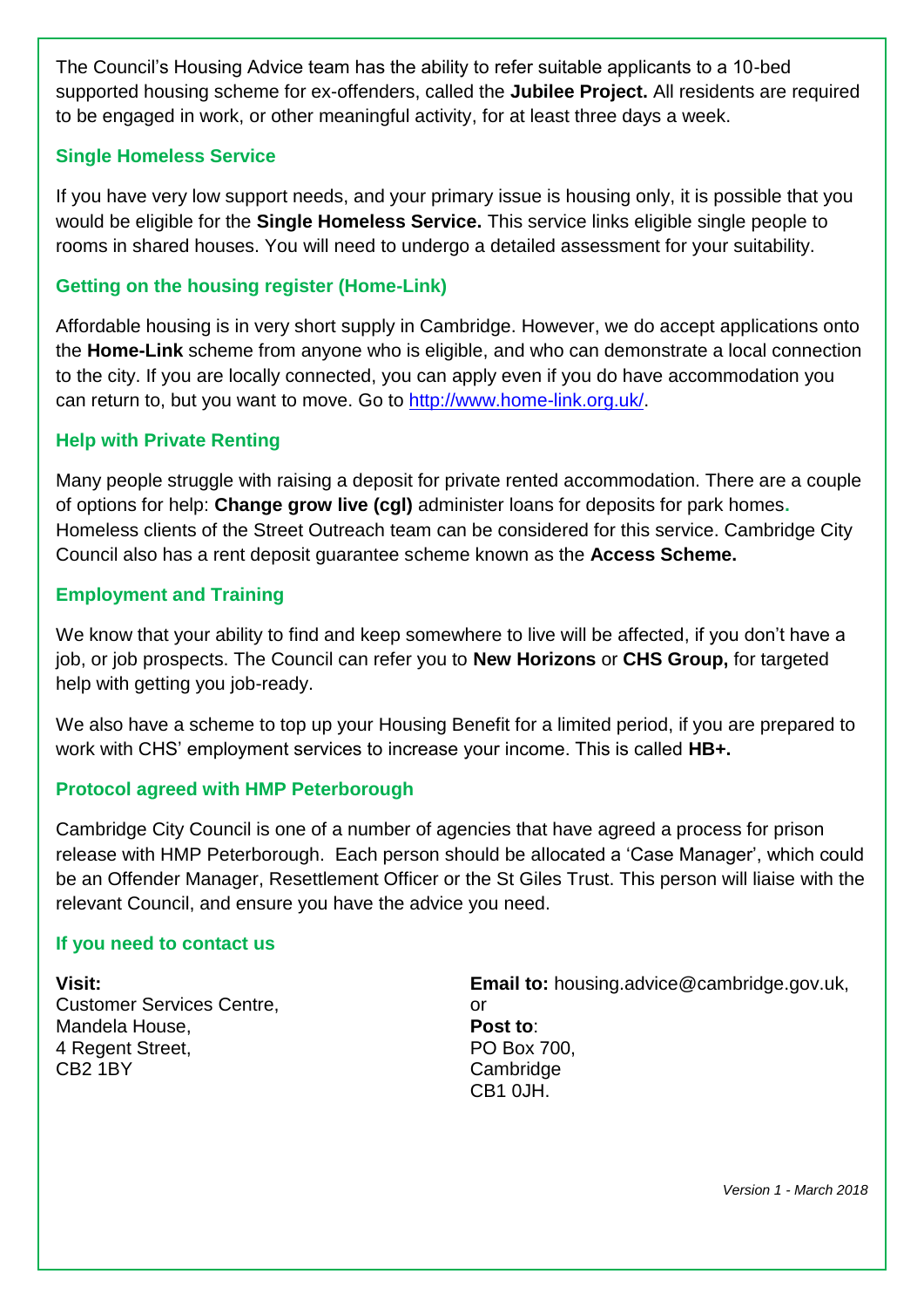The Council's Housing Advice team has the ability to refer suitable applicants to a 10-bed supported housing scheme for ex-offenders, called the **Jubilee Project.** All residents are required to be engaged in work, or other meaningful activity, for at least three days a week.

### Single Homeless Service

If you have very low support needs, and your primary issue is housing only, it is possible that you would be eligible for the **Single Homeless Service.** This service links eligible single people to rooms in shared houses. You will need to undergo a detailed assessment for your suitability.

### Getting on the housing register (Home-Link)

Affordable housing is in very short supply in Cambridge. However, we do accept applications onto the **Home-Link** scheme from anyone who is eligible, and who can demonstrate a local connection to the city. If you are locally connected, you can apply even if you do have accommodation you can return to, but you want to move. Go to http://www.home-link.org.uk/.

### Help with Private Renting

Many people struggle with raising a deposit for private rented accommodation. There are a couple of options for help: **Change grow live (cgl)** administer loans for deposits for park homes. Homeless clients of the Street Outreach team can be considered for this service. Cambridge City Council also has a rent deposit guarantee scheme known as the **Access Scheme.**

### Employment and Training

We know that your ability to find and keep somewhere to live will be affected, if you don't have a job, or job prospects. The Council can refer you to **New Horizons** or **CHS Group,** for targeted help with getting you job-ready.

We also have a scheme to top up your Housing Benefit for a limited period, if you are prepared to work with CHS' employment services to increase your income. This is called **HB+.**

### Protocol agreed with HMP Peterborough

Cambridge City Council is one of a number of agencies that have agreed a process for prison release with HMP Peterborough. Each person should be allocated a 'Case Manager', which could be an Offender Manager, Resettlement Officer or the St Giles Trust. This person will liaise with the relevant Council, and ensure you have the advice you need.

### If you need to contact us

**Visit:**
Customer Services Centre,
Mandela House,
4 Regent Street,
CB2 1BY

**Email to:** housing.advice@cambridge.gov.uk,
or
**Post to**:
PO Box 700,
Cambridge
CB1 0JH.

*Version 1 - March 2018*